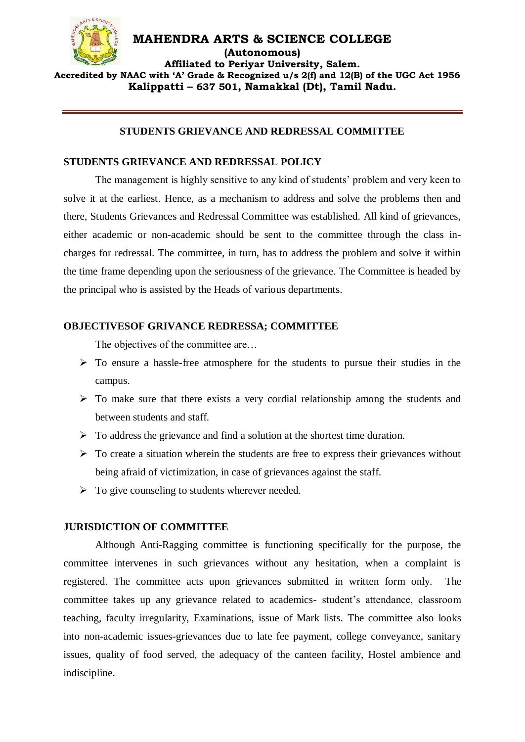# MAHENDRA ARTS & SCIENCE COLLEGE

**(Autonomous)**

**Affiliated to Periyar University, Salem.**

**Accredited by NAAC with 'A' Grade & Recognized u/s 2(f) and 12(B) of the UGC Act 1956**

**Kalippatti – 637 501, Namakkal (Dt), Tamil Nadu.**

## STUDENTS GRIEVANCE AND REDRESSAL COMMITTEE

### STUDENTS GRIEVANCE AND REDRESSAL POLICY

The management is highly sensitive to any kind of students' problem and very keen to solve it at the earliest. Hence, as a mechanism to address and solve the problems then and there, Students Grievances and Redressal Committee was established. All kind of grievances, either academic or non-academic should be sent to the committee through the class in-charges for redressal. The committee, in turn, has to address the problem and solve it within the time frame depending upon the seriousness of the grievance. The Committee is headed by the principal who is assisted by the Heads of various departments.

### OBJECTIVESOF GRIVANCE REDRESSA; COMMITTEE

The objectives of the committee are…

- To ensure a hassle-free atmosphere for the students to pursue their studies in the campus.
- To make sure that there exists a very cordial relationship among the students and between students and staff.
- To address the grievance and find a solution at the shortest time duration.
- To create a situation wherein the students are free to express their grievances without being afraid of victimization, in case of grievances against the staff.
- To give counseling to students wherever needed.

### JURISDICTION OF COMMITTEE

Although Anti-Ragging committee is functioning specifically for the purpose, the committee intervenes in such grievances without any hesitation, when a complaint is registered. The committee acts upon grievances submitted in written form only. The committee takes up any grievance related to academics- student's attendance, classroom teaching, faculty irregularity, Examinations, issue of Mark lists. The committee also looks into non-academic issues-grievances due to late fee payment, college conveyance, sanitary issues, quality of food served, the adequacy of the canteen facility, Hostel ambience and indiscipline.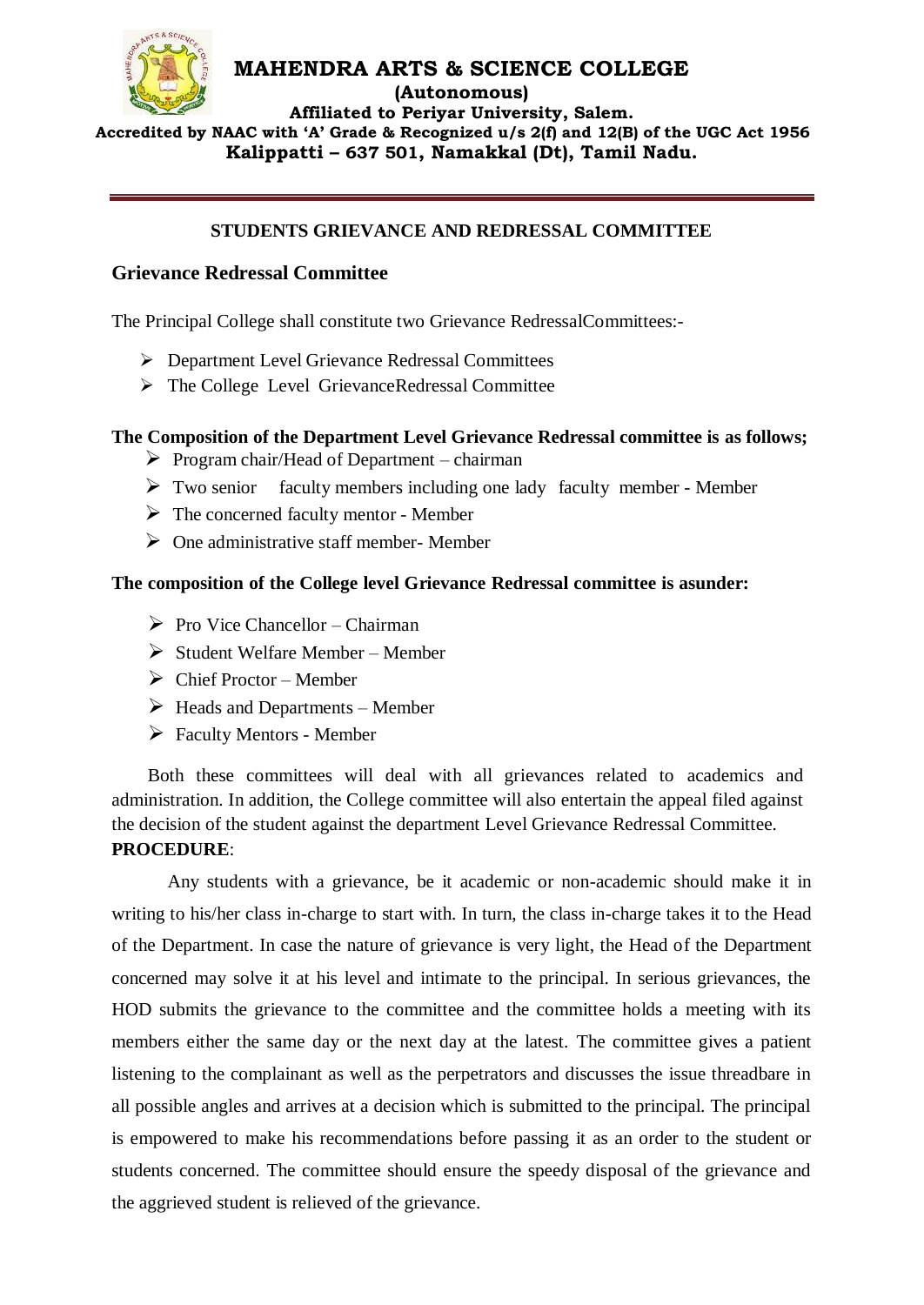# MAHENDRA ARTS & SCIENCE COLLEGE

**(Autonomous)**

**Affiliated to Periyar University, Salem.**

**Accredited by NAAC with 'A' Grade & Recognized u/s 2(f) and 12(B) of the UGC Act 1956**

**Kalippatti – 637 501, Namakkal (Dt), Tamil Nadu.**

---

### STUDENTS GRIEVANCE AND REDRESSAL COMMITTEE

## Grievance Redressal Committee

The Principal College shall constitute two Grievance RedressalCommittees:-

- Department Level Grievance Redressal Committees
- The College Level GrievanceRedressal Committee

**The Composition of the Department Level Grievance Redressal committee is as follows;**

- Program chair/Head of Department – chairman
- Two senior faculty members including one lady faculty member - Member
- The concerned faculty mentor - Member
- One administrative staff member- Member

**The composition of the College level Grievance Redressal committee is asunder:**

- Pro Vice Chancellor – Chairman
- Student Welfare Member – Member
- Chief Proctor – Member
- Heads and Departments – Member
- Faculty Mentors - Member

Both these committees will deal with all grievances related to academics and administration. In addition, the College committee will also entertain the appeal filed against the decision of the student against the department Level Grievance Redressal Committee.

**PROCEDURE**:

Any students with a grievance, be it academic or non-academic should make it in writing to his/her class in-charge to start with. In turn, the class in-charge takes it to the Head of the Department. In case the nature of grievance is very light, the Head of the Department concerned may solve it at his level and intimate to the principal. In serious grievances, the HOD submits the grievance to the committee and the committee holds a meeting with its members either the same day or the next day at the latest. The committee gives a patient listening to the complainant as well as the perpetrators and discusses the issue threadbare in all possible angles and arrives at a decision which is submitted to the principal. The principal is empowered to make his recommendations before passing it as an order to the student or students concerned. The committee should ensure the speedy disposal of the grievance and the aggrieved student is relieved of the grievance.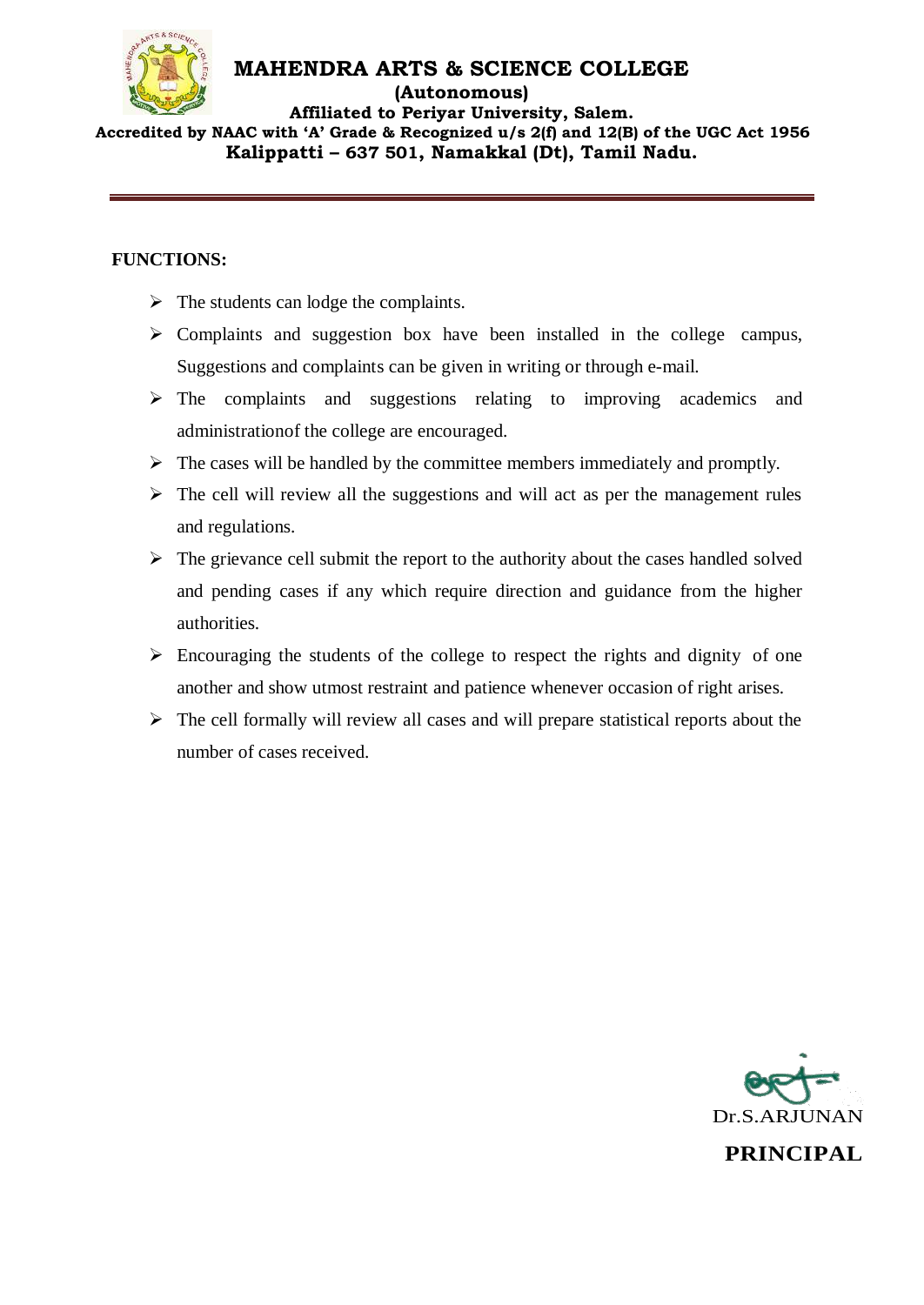**FUNCTIONS:**

- The students can lodge the complaints.
- Complaints and suggestion box have been installed in the college campus, Suggestions and complaints can be given in writing or through e-mail.
- The complaints and suggestions relating to improving academics and administrationof the college are encouraged.
- The cases will be handled by the committee members immediately and promptly.
- The cell will review all the suggestions and will act as per the management rules and regulations.
- The grievance cell submit the report to the authority about the cases handled solved and pending cases if any which require direction and guidance from the higher authorities.
- Encouraging the students of the college to respect the rights and dignity of one another and show utmost restraint and patience whenever occasion of right arises.
- The cell formally will review all cases and will prepare statistical reports about the number of cases received.

Dr.S.ARJUNAN

**PRINCIPAL**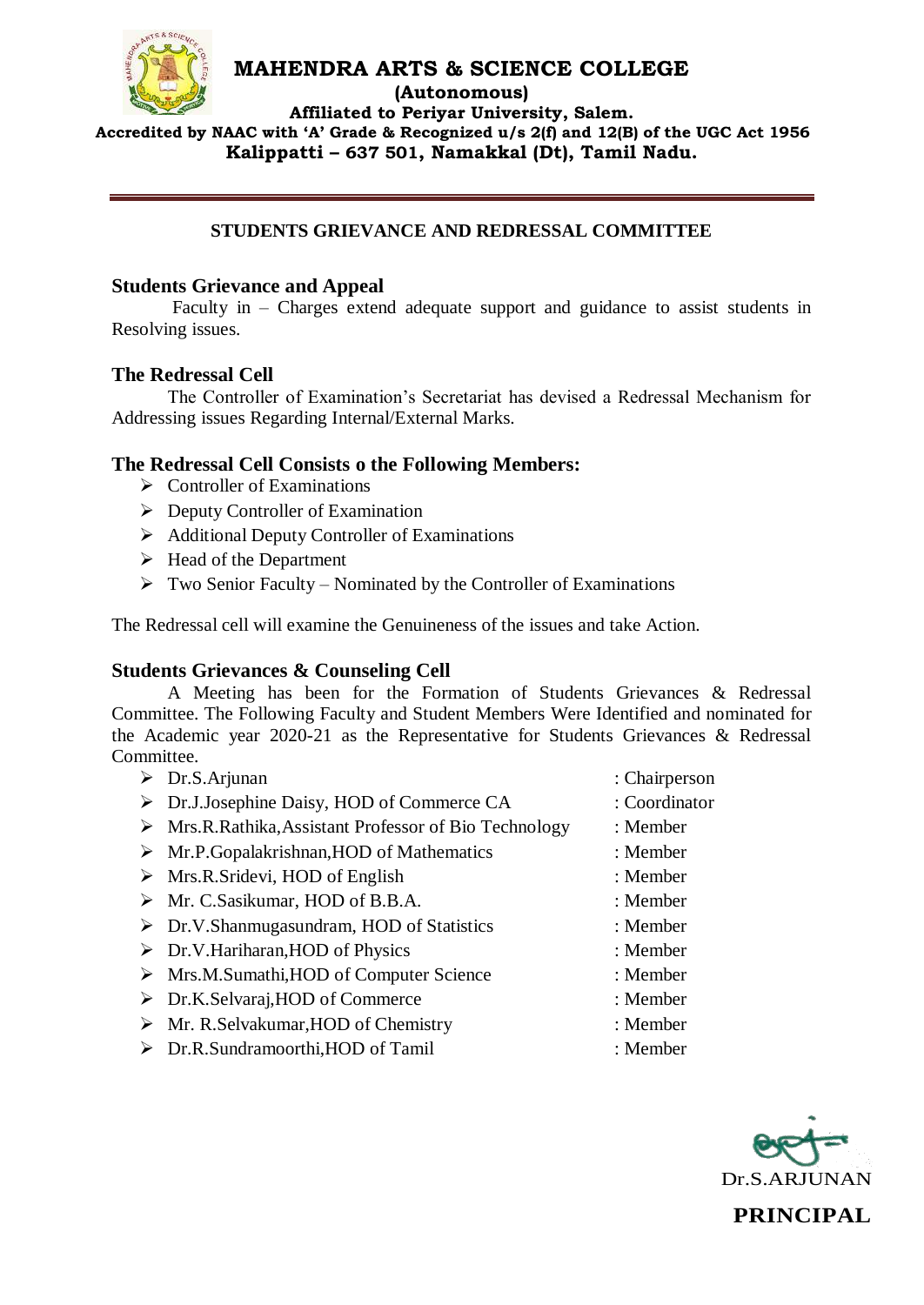# MAHENDRA ARTS & SCIENCE COLLEGE

**(Autonomous)**

**Affiliated to Periyar University, Salem.**

**Accredited by NAAC with 'A' Grade & Recognized u/s 2(f) and 12(B) of the UGC Act 1956**

**Kalippatti – 637 501, Namakkal (Dt), Tamil Nadu.**

## STUDENTS GRIEVANCE AND REDRESSAL COMMITTEE

### Students Grievance and Appeal

Faculty in – Charges extend adequate support and guidance to assist students in Resolving issues.

### The Redressal Cell

The Controller of Examination's Secretariat has devised a Redressal Mechanism for Addressing issues Regarding Internal/External Marks.

### The Redressal Cell Consists o the Following Members:

- Controller of Examinations
- Deputy Controller of Examination
- Additional Deputy Controller of Examinations
- Head of the Department
- Two Senior Faculty – Nominated by the Controller of Examinations

The Redressal cell will examine the Genuineness of the issues and take Action.

### Students Grievances & Counseling Cell

A Meeting has been for the Formation of Students Grievances & Redressal Committee. The Following Faculty and Student Members Were Identified and nominated for the Academic year 2020-21 as the Representative for Students Grievances & Redressal Committee.

- Dr.S.Arjunan : Chairperson
- Dr.J.Josephine Daisy, HOD of Commerce CA : Coordinator
- Mrs.R.Rathika,Assistant Professor of Bio Technology : Member
- Mr.P.Gopalakrishnan,HOD of Mathematics : Member
- Mrs.R.Sridevi, HOD of English : Member
- Mr. C.Sasikumar, HOD of B.B.A. : Member
- Dr.V.Shanmugasundram, HOD of Statistics : Member
- Dr.V.Hariharan,HOD of Physics : Member
- Mrs.M.Sumathi,HOD of Computer Science : Member
- Dr.K.Selvaraj,HOD of Commerce : Member
- Mr. R.Selvakumar,HOD of Chemistry : Member
- Dr.R.Sundramoorthi,HOD of Tamil : Member

Dr.S.ARJUNAN

**PRINCIPAL**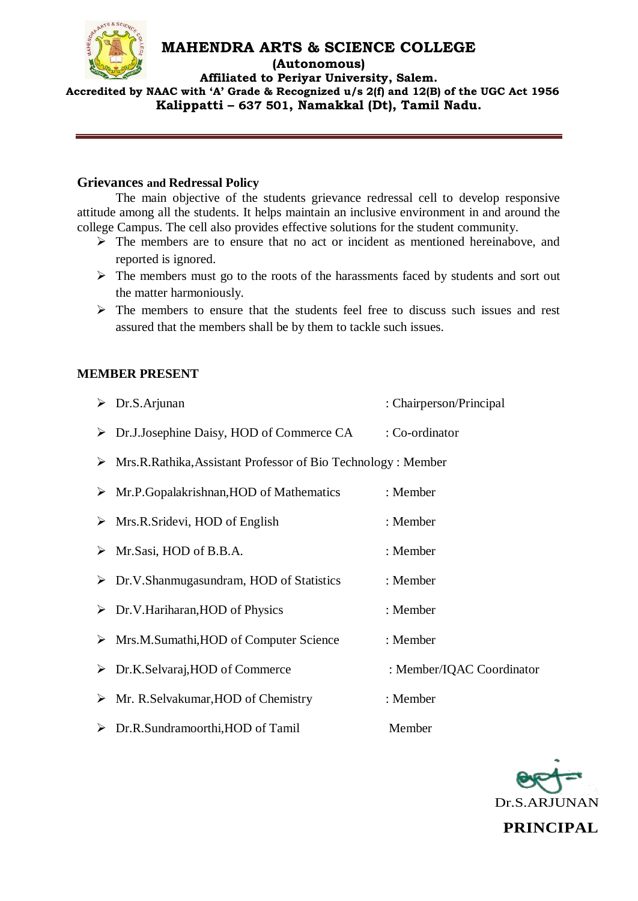# MAHENDRA ARTS & SCIENCE COLLEGE

**(Autonomous)**

**Affiliated to Periyar University, Salem.**

**Accredited by NAAC with 'A' Grade & Recognized u/s 2(f) and 12(B) of the UGC Act 1956**

**Kalippatti – 637 501, Namakkal (Dt), Tamil Nadu.**

---

## Grievances and Redressal Policy

The main objective of the students grievance redressal cell to develop responsive attitude among all the students. It helps maintain an inclusive environment in and around the college Campus. The cell also provides effective solutions for the student community.

- The members are to ensure that no act or incident as mentioned hereinabove, and reported is ignored.
- The members must go to the roots of the harassments faced by students and sort out the matter harmoniously.
- The members to ensure that the students feel free to discuss such issues and rest assured that the members shall be by them to tackle such issues.

## MEMBER PRESENT

- Dr.S.Arjunan : Chairperson/Principal
- Dr.J.Josephine Daisy, HOD of Commerce CA : Co-ordinator
- Mrs.R.Rathika,Assistant Professor of Bio Technology : Member
- Mr.P.Gopalakrishnan,HOD of Mathematics : Member
- Mrs.R.Sridevi, HOD of English : Member
- Mr.Sasi, HOD of B.B.A. : Member
- Dr.V.Shanmugasundram, HOD of Statistics : Member
- Dr.V.Hariharan,HOD of Physics : Member
- Mrs.M.Sumathi,HOD of Computer Science : Member
- Dr.K.Selvaraj,HOD of Commerce : Member/IQAC Coordinator
- Mr. R.Selvakumar,HOD of Chemistry : Member
- Dr.R.Sundramoorthi,HOD of Tamil Member

Dr.S.ARJUNAN

**PRINCIPAL**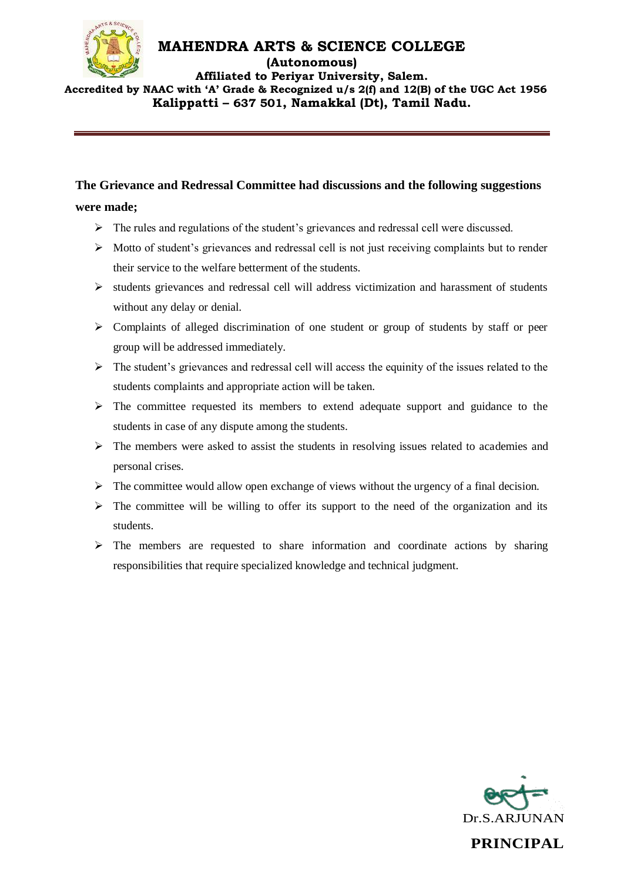# MAHENDRA ARTS & SCIENCE COLLEGE

**(Autonomous)**

**Affiliated to Periyar University, Salem.**

**Accredited by NAAC with 'A' Grade & Recognized u/s 2(f) and 12(B) of the UGC Act 1956**

**Kalippatti – 637 501, Namakkal (Dt), Tamil Nadu.**

---

**The Grievance and Redressal Committee had discussions and the following suggestions were made;**

- The rules and regulations of the student's grievances and redressal cell were discussed.
- Motto of student's grievances and redressal cell is not just receiving complaints but to render their service to the welfare betterment of the students.
- students grievances and redressal cell will address victimization and harassment of students without any delay or denial.
- Complaints of alleged discrimination of one student or group of students by staff or peer group will be addressed immediately.
- The student's grievances and redressal cell will access the equinity of the issues related to the students complaints and appropriate action will be taken.
- The committee requested its members to extend adequate support and guidance to the students in case of any dispute among the students.
- The members were asked to assist the students in resolving issues related to academies and personal crises.
- The committee would allow open exchange of views without the urgency of a final decision.
- The committee will be willing to offer its support to the need of the organization and its students.
- The members are requested to share information and coordinate actions by sharing responsibilities that require specialized knowledge and technical judgment.

Dr.S.ARJUNAN

**PRINCIPAL**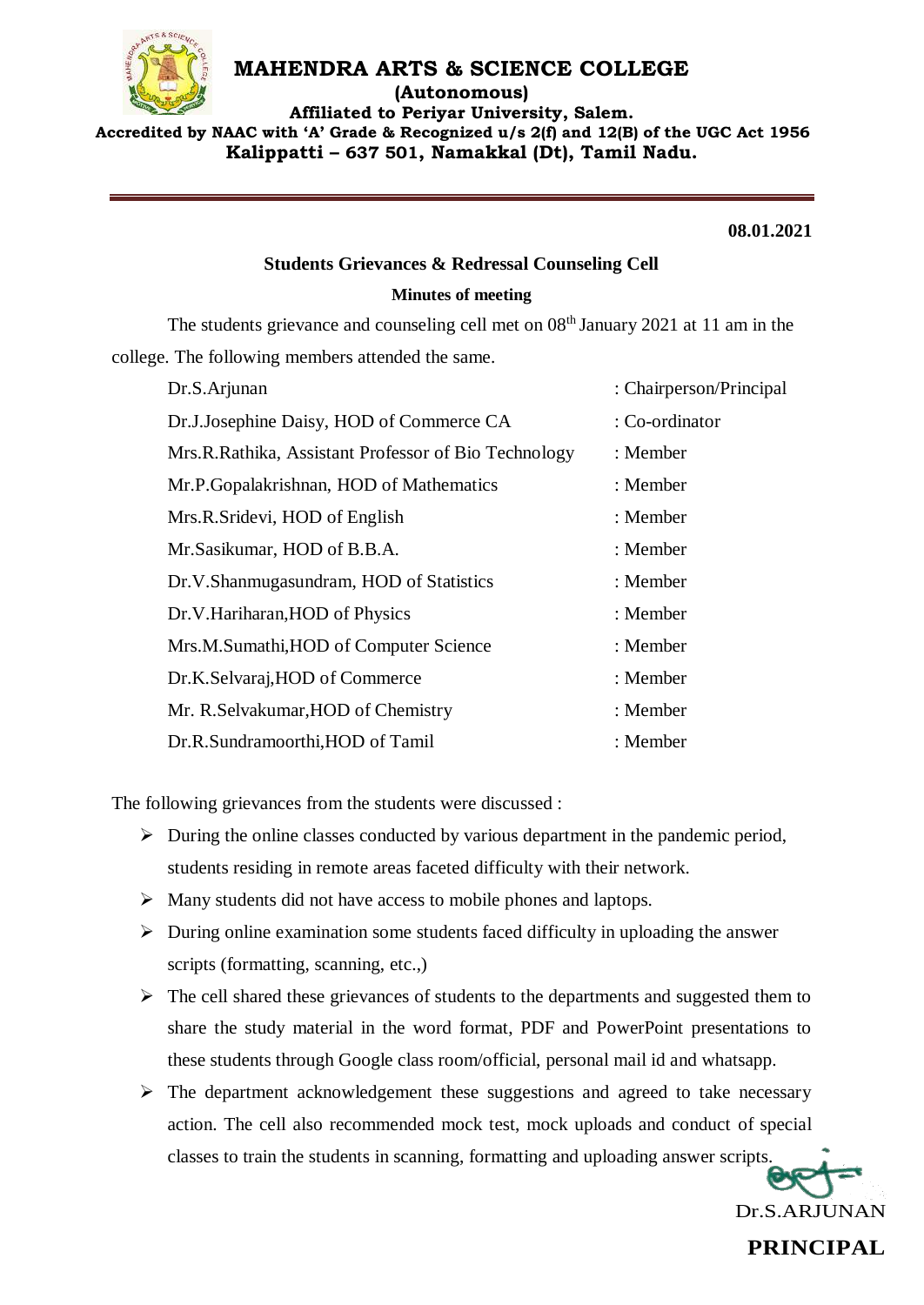# MAHENDRA ARTS & SCIENCE COLLEGE

**(Autonomous)**

**Affiliated to Periyar University, Salem.**

**Accredited by NAAC with 'A' Grade & Recognized u/s 2(f) and 12(B) of the UGC Act 1956**

**Kalippatti – 637 501, Namakkal (Dt), Tamil Nadu.**

**08.01.2021**

## Students Grievances & Redressal Counseling Cell

### Minutes of meeting

The students grievance and counseling cell met on 08th January 2021 at 11 am in the college. The following members attended the same.

| | |
|---|---|
| Dr.S.Arjunan | : Chairperson/Principal |
| Dr.J.Josephine Daisy, HOD of Commerce CA | : Co-ordinator |
| Mrs.R.Rathika, Assistant Professor of Bio Technology | : Member |
| Mr.P.Gopalakrishnan, HOD of Mathematics | : Member |
| Mrs.R.Sridevi, HOD of English | : Member |
| Mr.Sasikumar, HOD of B.B.A. | : Member |
| Dr.V.Shanmugasundram, HOD of Statistics | : Member |
| Dr.V.Hariharan,HOD of Physics | : Member |
| Mrs.M.Sumathi,HOD of Computer Science | : Member |
| Dr.K.Selvaraj,HOD of Commerce | : Member |
| Mr. R.Selvakumar,HOD of Chemistry | : Member |
| Dr.R.Sundramoorthi,HOD of Tamil | : Member |

The following grievances from the students were discussed :

- During the online classes conducted by various department in the pandemic period, students residing in remote areas faceted difficulty with their network.
- Many students did not have access to mobile phones and laptops.
- During online examination some students faced difficulty in uploading the answer scripts (formatting, scanning, etc.,)
- The cell shared these grievances of students to the departments and suggested them to share the study material in the word format, PDF and PowerPoint presentations to these students through Google class room/official, personal mail id and whatsapp.
- The department acknowledgement these suggestions and agreed to take necessary action. The cell also recommended mock test, mock uploads and conduct of special classes to train the students in scanning, formatting and uploading answer scripts.

Dr.S.ARJUNAN

**PRINCIPAL**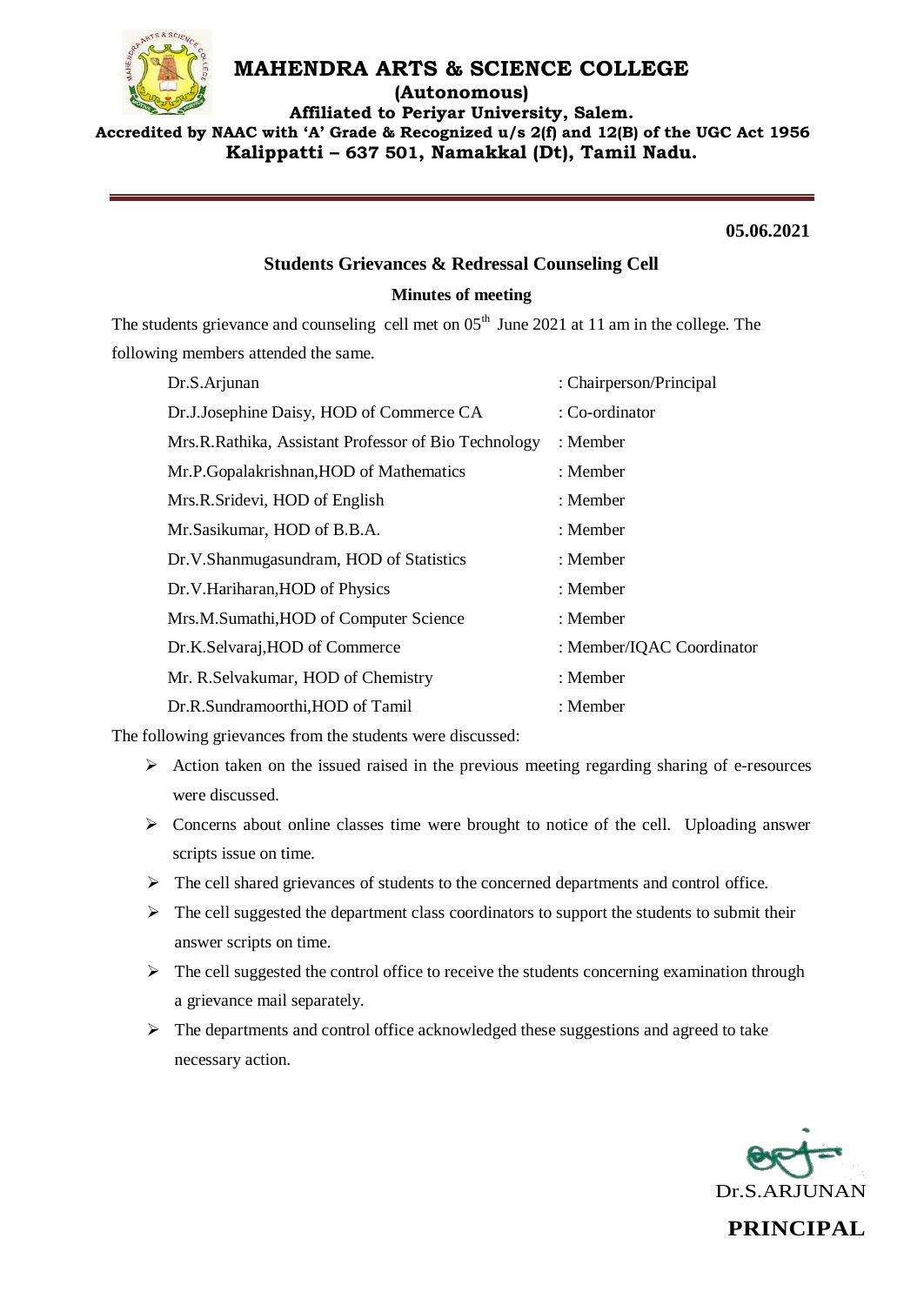# MAHENDRA ARTS & SCIENCE COLLEGE

**(Autonomous)**

**Affiliated to Periyar University, Salem.**

**Accredited by NAAC with 'A' Grade & Recognized u/s 2(f) and 12(B) of the UGC Act 1956**

**Kalippatti – 637 501, Namakkal (Dt), Tamil Nadu.**

---

**05.06.2021**

## Students Grievances & Redressal Counseling Cell

### Minutes of meeting

The students grievance and counseling cell met on 05th June 2021 at 11 am in the college. The following members attended the same.

| | |
|---|---|
| Dr.S.Arjunan | : Chairperson/Principal |
| Dr.J.Josephine Daisy, HOD of Commerce CA | : Co-ordinator |
| Mrs.R.Rathika, Assistant Professor of Bio Technology | : Member |
| Mr.P.Gopalakrishnan,HOD of Mathematics | : Member |
| Mrs.R.Sridevi, HOD of English | : Member |
| Mr.Sasikumar, HOD of B.B.A. | : Member |
| Dr.V.Shanmugasundram, HOD of Statistics | : Member |
| Dr.V.Hariharan,HOD of Physics | : Member |
| Mrs.M.Sumathi,HOD of Computer Science | : Member |
| Dr.K.Selvaraj,HOD of Commerce | : Member/IQAC Coordinator |
| Mr. R.Selvakumar, HOD of Chemistry | : Member |
| Dr.R.Sundramoorthi,HOD of Tamil | : Member |

The following grievances from the students were discussed:

- Action taken on the issued raised in the previous meeting regarding sharing of e-resources were discussed.
- Concerns about online classes time were brought to notice of the cell. Uploading answer scripts issue on time.
- The cell shared grievances of students to the concerned departments and control office.
- The cell suggested the department class coordinators to support the students to submit their answer scripts on time.
- The cell suggested the control office to receive the students concerning examination through a grievance mail separately.
- The departments and control office acknowledged these suggestions and agreed to take necessary action.

Dr.S.ARJUNAN

**PRINCIPAL**